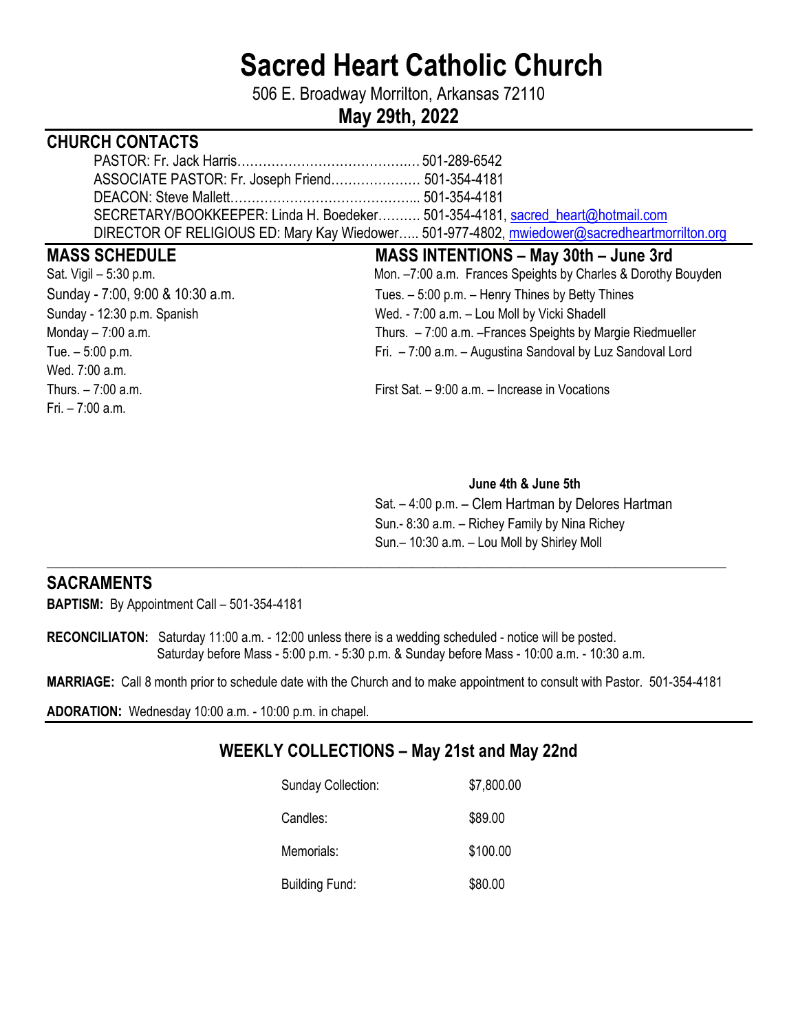# Sacred Heart Catholic Church

506 E. Broadway Morrilton, Arkansas 72110

**May 29th, 2022**

## CHURCH CONTACTS

PASTOR: Fr. Jack Harris……………………………………. 501-289-6542
ASSOCIATE PASTOR: Fr. Joseph Friend………………… 501-354-4181
DEACON: Steve Mallett…………………………………….. 501-354-4181
SECRETARY/BOOKKEEPER: Linda H. Boedeker………. 501-354-4181, sacred_heart@hotmail.com
DIRECTOR OF RELIGIOUS ED: Mary Kay Wiedower….. 501-977-4802, mwiedower@sacredheartmorrilton.org

## MASS SCHEDULE

Sat. Vigil – 5:30 p.m.
Sunday - 7:00, 9:00 & 10:30 a.m.
Sunday - 12:30 p.m. Spanish
Monday – 7:00 a.m.
Tue. – 5:00 p.m.
Wed. 7:00 a.m.
Thurs. – 7:00 a.m.
Fri. – 7:00 a.m.

## MASS INTENTIONS – May 30th – June 3rd

Mon. –7:00 a.m. Frances Speights by Charles & Dorothy Bouyden
Tues. – 5:00 p.m. – Henry Thines by Betty Thines
Wed. - 7:00 a.m. – Lou Moll by Vicki Shadell
Thurs. – 7:00 a.m. –Frances Speights by Margie Riedmueller
Fri. – 7:00 a.m. – Augustina Sandoval by Luz Sandoval Lord

First Sat. – 9:00 a.m. – Increase in Vocations

**June 4th & June 5th**

Sat. – 4:00 p.m. – Clem Hartman by Delores Hartman
Sun.- 8:30 a.m. – Richey Family by Nina Richey
Sun.– 10:30 a.m. – Lou Moll by Shirley Moll

## SACRAMENTS

**BAPTISM:** By Appointment Call – 501-354-4181

**RECONCILIATON:** Saturday 11:00 a.m. - 12:00 unless there is a wedding scheduled - notice will be posted.
Saturday before Mass - 5:00 p.m. - 5:30 p.m. & Sunday before Mass - 10:00 a.m. - 10:30 a.m.

**MARRIAGE:** Call 8 month prior to schedule date with the Church and to make appointment to consult with Pastor. 501-354-4181

**ADORATION:** Wednesday 10:00 a.m. - 10:00 p.m. in chapel.

## WEEKLY COLLECTIONS – May 21st and May 22nd

| | |
|---|---|
| Sunday Collection: | $7,800.00 |
| Candles: | $89.00 |
| Memorials: | $100.00 |
| Building Fund: | $80.00 |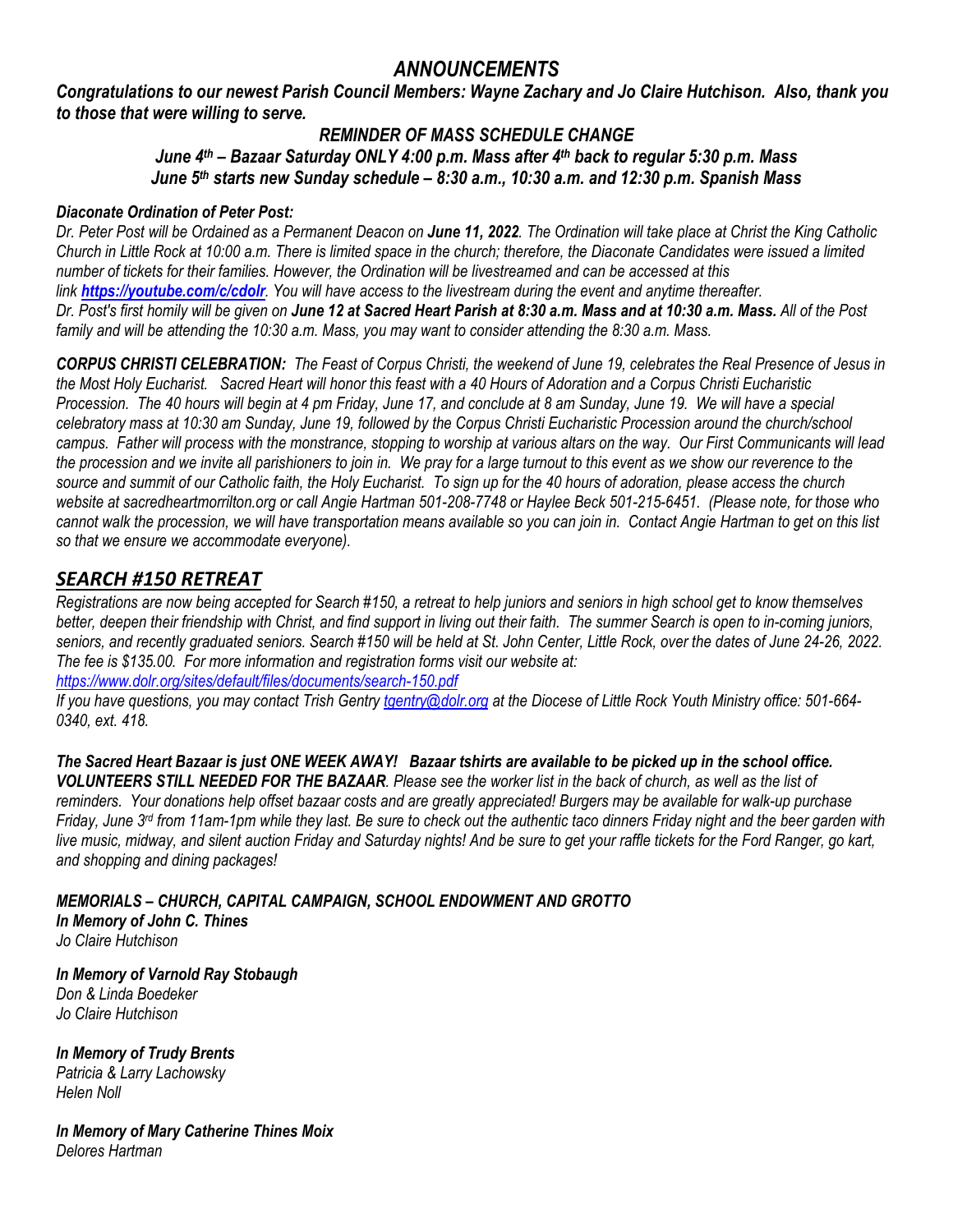# *ANNOUNCEMENTS*

***Congratulations to our newest Parish Council Members: Wayne Zachary and Jo Claire Hutchison. Also, thank you to those that were willing to serve.***

***REMINDER OF MASS SCHEDULE CHANGE***

***June 4th – Bazaar Saturday ONLY 4:00 p.m. Mass after 4th back to regular 5:30 p.m. Mass***

***June 5th starts new Sunday schedule – 8:30 a.m., 10:30 a.m. and 12:30 p.m. Spanish Mass***

***Diaconate Ordination of Peter Post:***

*Dr. Peter Post will be Ordained as a Permanent Deacon on **June 11, 2022**. The Ordination will take place at Christ the King Catholic Church in Little Rock at 10:00 a.m. There is limited space in the church; therefore, the Diaconate Candidates were issued a limited number of tickets for their families. However, the Ordination will be livestreamed and can be accessed at this link **https://youtube.com/c/cdolr**. You will have access to the livestream during the event and anytime thereafter.*

*Dr. Post's first homily will be given on **June 12 at Sacred Heart Parish at 8:30 a.m. Mass and at 10:30 a.m. Mass.** All of the Post family and will be attending the 10:30 a.m. Mass, you may want to consider attending the 8:30 a.m. Mass.*

***CORPUS CHRISTI CELEBRATION:*** *The Feast of Corpus Christi, the weekend of June 19, celebrates the Real Presence of Jesus in the Most Holy Eucharist. Sacred Heart will honor this feast with a 40 Hours of Adoration and a Corpus Christi Eucharistic Procession. The 40 hours will begin at 4 pm Friday, June 17, and conclude at 8 am Sunday, June 19. We will have a special celebratory mass at 10:30 am Sunday, June 19, followed by the Corpus Christi Eucharistic Procession around the church/school campus. Father will process with the monstrance, stopping to worship at various altars on the way. Our First Communicants will lead the procession and we invite all parishioners to join in. We pray for a large turnout to this event as we show our reverence to the source and summit of our Catholic faith, the Holy Eucharist. To sign up for the 40 hours of adoration, please access the church website at sacredheartmorrilton.org or call Angie Hartman 501-208-7748 or Haylee Beck 501-215-6451. (Please note, for those who cannot walk the procession, we will have transportation means available so you can join in. Contact Angie Hartman to get on this list so that we ensure we accommodate everyone).*

## *SEARCH #150 RETREAT*

*Registrations are now being accepted for Search #150, a retreat to help juniors and seniors in high school get to know themselves better, deepen their friendship with Christ, and find support in living out their faith. The summer Search is open to in-coming juniors, seniors, and recently graduated seniors. Search #150 will be held at St. John Center, Little Rock, over the dates of June 24-26, 2022. The fee is $135.00. For more information and registration forms visit our website at:*

*https://www.dolr.org/sites/default/files/documents/search-150.pdf*

*If you have questions, you may contact Trish Gentry tgentry@dolr.org at the Diocese of Little Rock Youth Ministry office: 501-664-0340, ext. 418.*

***The Sacred Heart Bazaar is just ONE WEEK AWAY! Bazaar tshirts are available to be picked up in the school office.***
***VOLUNTEERS STILL NEEDED FOR THE BAZAAR****. Please see the worker list in the back of church, as well as the list of reminders. Your donations help offset bazaar costs and are greatly appreciated! Burgers may be available for walk-up purchase Friday, June 3rd from 11am-1pm while they last. Be sure to check out the authentic taco dinners Friday night and the beer garden with live music, midway, and silent auction Friday and Saturday nights! And be sure to get your raffle tickets for the Ford Ranger, go kart, and shopping and dining packages!*

***MEMORIALS – CHURCH, CAPITAL CAMPAIGN, SCHOOL ENDOWMENT AND GROTTO***

***In Memory of John C. Thines***
*Jo Claire Hutchison*

***In Memory of Varnold Ray Stobaugh***
*Don & Linda Boedeker*
*Jo Claire Hutchison*

***In Memory of Trudy Brents***
*Patricia & Larry Lachowsky*
*Helen Noll*

***In Memory of Mary Catherine Thines Moix***
*Delores Hartman*